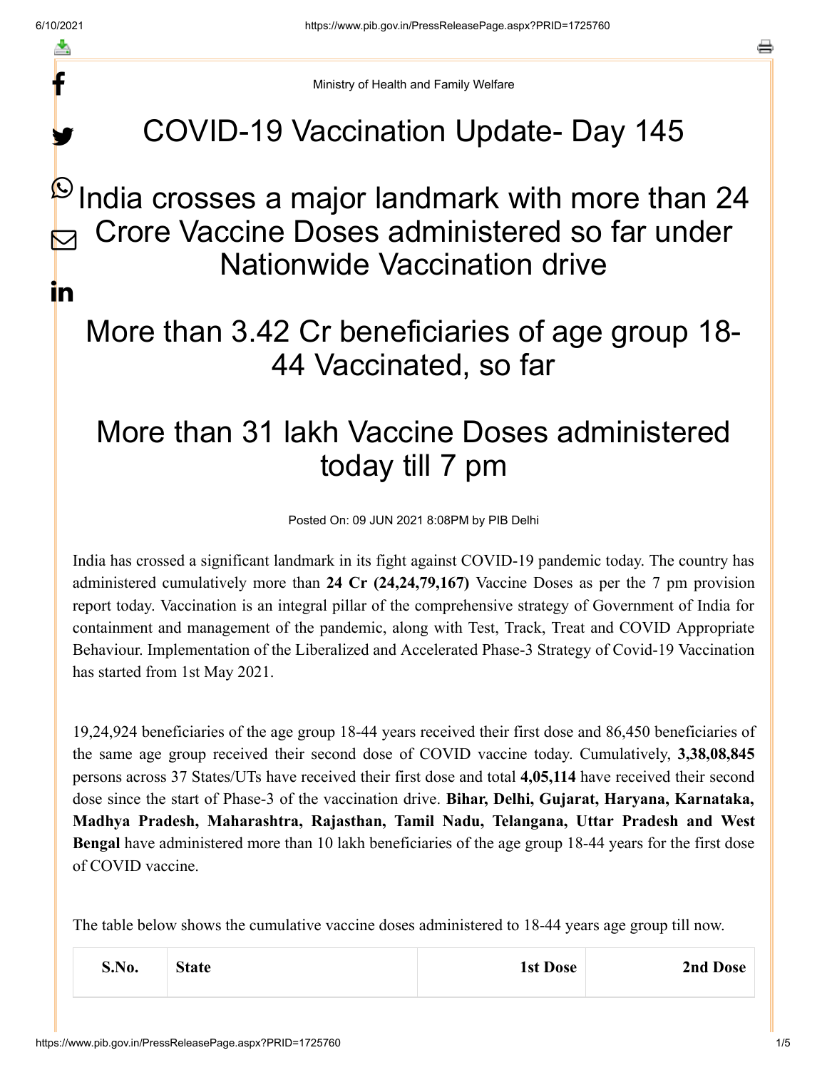Ministry of Health and Family Welfare

# COVID-19 Vaccination Update- Day 145

## India crosses a major landmark with more than 24 Crore Vaccine Doses administered so far under Nationwide Vaccination drive

## More than 3.42 Cr beneficiaries of age group 18-44 Vaccinated, so far

## More than 31 lakh Vaccine Doses administered today till 7 pm

Posted On: 09 JUN 2021 8:08PM by PIB Delhi

India has crossed a significant landmark in its fight against COVID-19 pandemic today. The country has administered cumulatively more than **24 Cr (24,24,79,167)** Vaccine Doses as per the 7 pm provision report today. Vaccination is an integral pillar of the comprehensive strategy of Government of India for containment and management of the pandemic, along with Test, Track, Treat and COVID Appropriate Behaviour. Implementation of the Liberalized and Accelerated Phase-3 Strategy of Covid-19 Vaccination has started from 1st May 2021.

19,24,924 beneficiaries of the age group 18-44 years received their first dose and 86,450 beneficiaries of the same age group received their second dose of COVID vaccine today. Cumulatively, **3,38,08,845** persons across 37 States/UTs have received their first dose and total **4,05,114** have received their second dose since the start of Phase-3 of the vaccination drive. **Bihar, Delhi, Gujarat, Haryana, Karnataka, Madhya Pradesh, Maharashtra, Rajasthan, Tamil Nadu, Telangana, Uttar Pradesh and West Bengal** have administered more than 10 lakh beneficiaries of the age group 18-44 years for the first dose of COVID vaccine.

The table below shows the cumulative vaccine doses administered to 18-44 years age group till now.

| S.No. | State | 1st Dose | 2nd Dose |
| --- | --- | --- | --- |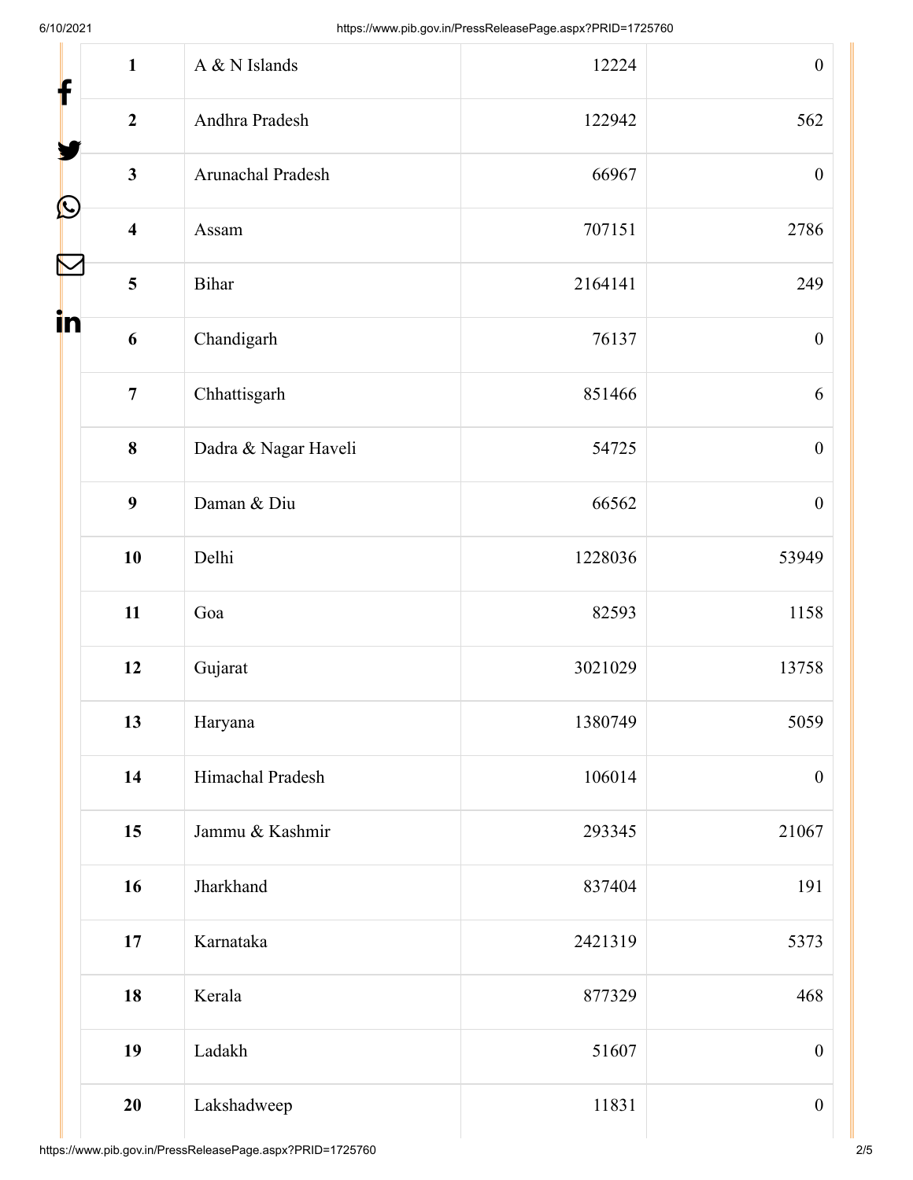| 1 | A & N Islands | 12224 | 0 |
|---|---|---|---|
| 2 | Andhra Pradesh | 122942 | 562 |
| 3 | Arunachal Pradesh | 66967 | 0 |
| 4 | Assam | 707151 | 2786 |
| 5 | Bihar | 2164141 | 249 |
| 6 | Chandigarh | 76137 | 0 |
| 7 | Chhattisgarh | 851466 | 6 |
| 8 | Dadra & Nagar Haveli | 54725 | 0 |
| 9 | Daman & Diu | 66562 | 0 |
| 10 | Delhi | 1228036 | 53949 |
| 11 | Goa | 82593 | 1158 |
| 12 | Gujarat | 3021029 | 13758 |
| 13 | Haryana | 1380749 | 5059 |
| 14 | Himachal Pradesh | 106014 | 0 |
| 15 | Jammu & Kashmir | 293345 | 21067 |
| 16 | Jharkhand | 837404 | 191 |
| 17 | Karnataka | 2421319 | 5373 |
| 18 | Kerala | 877329 | 468 |
| 19 | Ladakh | 51607 | 0 |
| 20 | Lakshadweep | 11831 | 0 |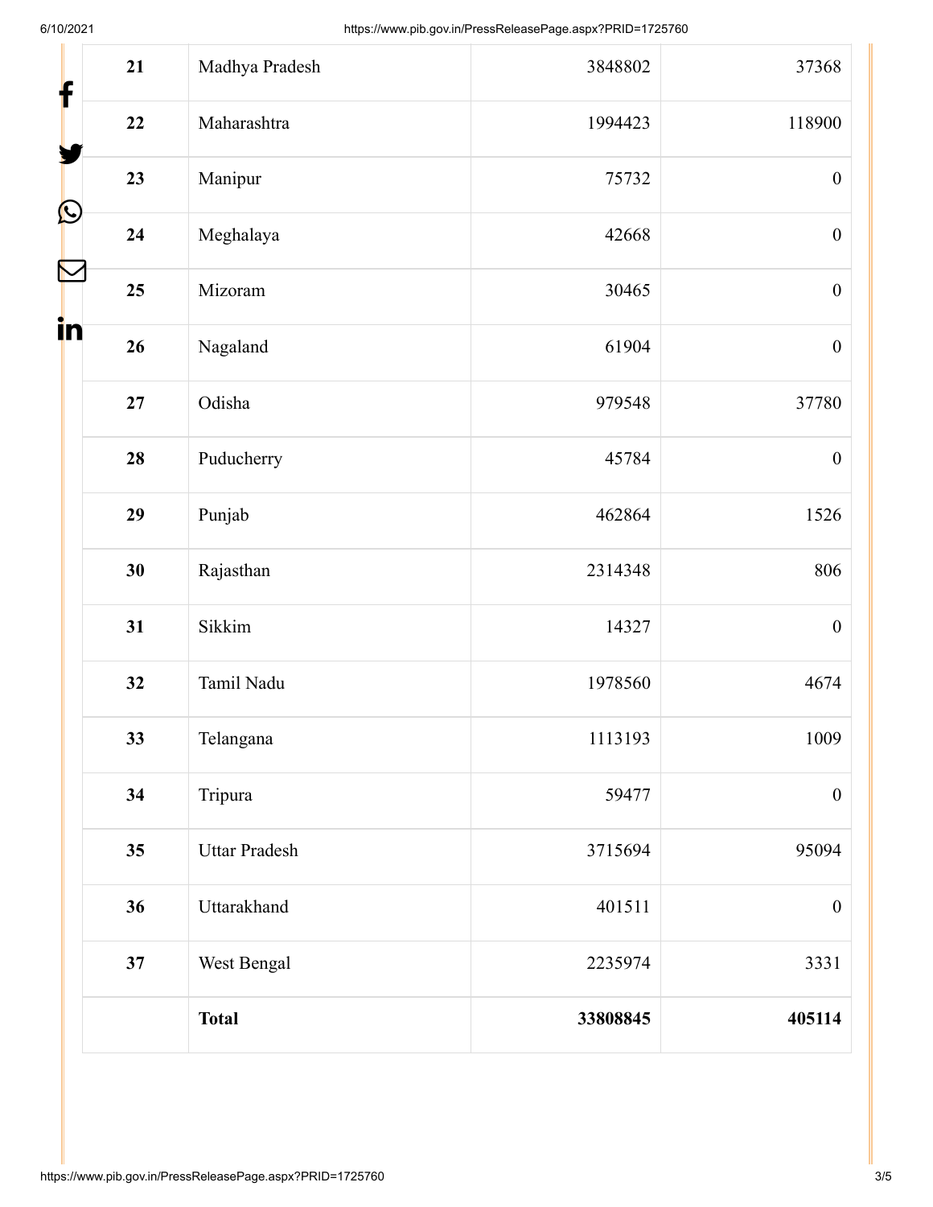| 21 | Madhya Pradesh | 3848802 | 37368 |
|---|---|---|---|
| 22 | Maharashtra | 1994423 | 118900 |
| 23 | Manipur | 75732 | 0 |
| 24 | Meghalaya | 42668 | 0 |
| 25 | Mizoram | 30465 | 0 |
| 26 | Nagaland | 61904 | 0 |
| 27 | Odisha | 979548 | 37780 |
| 28 | Puducherry | 45784 | 0 |
| 29 | Punjab | 462864 | 1526 |
| 30 | Rajasthan | 2314348 | 806 |
| 31 | Sikkim | 14327 | 0 |
| 32 | Tamil Nadu | 1978560 | 4674 |
| 33 | Telangana | 1113193 | 1009 |
| 34 | Tripura | 59477 | 0 |
| 35 | Uttar Pradesh | 3715694 | 95094 |
| 36 | Uttarakhand | 401511 | 0 |
| 37 | West Bengal | 2235974 | 3331 |
| | **Total** | **33808845** | **405114** |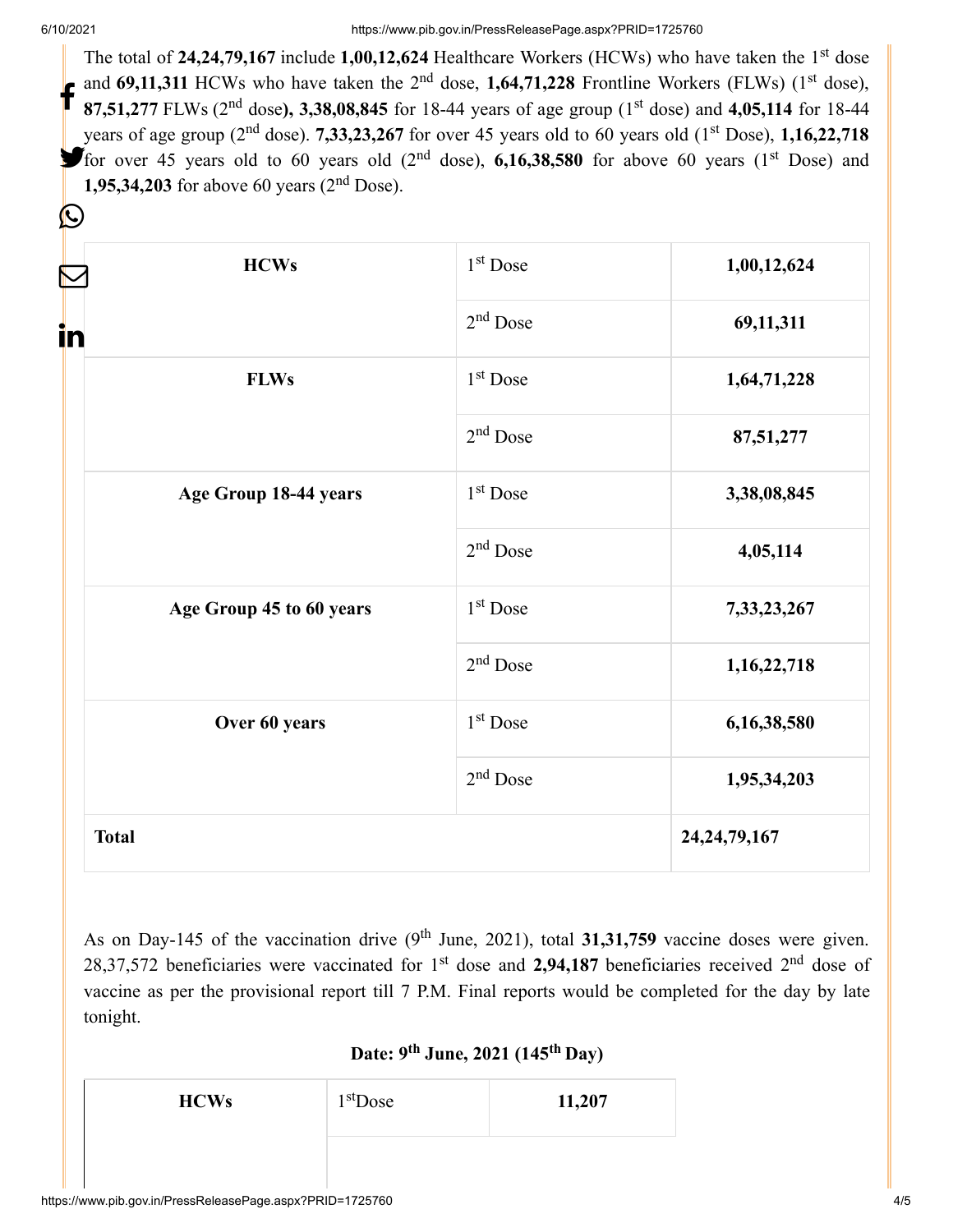The total of **24,24,79,167** include **1,00,12,624** Healthcare Workers (HCWs) who have taken the 1st dose and **69,11,311** HCWs who have taken the 2nd dose, **1,64,71,228** Frontline Workers (FLWs) (1st dose), **87,51,277** FLWs (2nd dose**), 3,38,08,845** for 18-44 years of age group (1st dose) and **4,05,114** for 18-44 years of age group (2nd dose). **7,33,23,267** for over 45 years old to 60 years old (1st Dose), **1,16,22,718** for over 45 years old to 60 years old (2nd dose), **6,16,38,580** for above 60 years (1st Dose) and **1,95,34,203** for above 60 years (2nd Dose).

| | | |
|---|---|---|
| **HCWs** | 1st Dose | **1,00,12,624** |
| | 2nd Dose | **69,11,311** |
| **FLWs** | 1st Dose | **1,64,71,228** |
| | 2nd Dose | **87,51,277** |
| **Age Group 18-44 years** | 1st Dose | **3,38,08,845** |
| | 2nd Dose | **4,05,114** |
| **Age Group 45 to 60 years** | 1st Dose | **7,33,23,267** |
| | 2nd Dose | **1,16,22,718** |
| **Over 60 years** | 1st Dose | **6,16,38,580** |
| | 2nd Dose | **1,95,34,203** |
| **Total** | | **24,24,79,167** |

As on Day-145 of the vaccination drive (9th June, 2021), total **31,31,759** vaccine doses were given. 28,37,572 beneficiaries were vaccinated for 1st dose and **2,94,187** beneficiaries received 2nd dose of vaccine as per the provisional report till 7 P.M. Final reports would be completed for the day by late tonight.

**Date: 9th June, 2021 (145th Day)**

| | | |
|---|---|---|
| **HCWs** | 1stDose | **11,207** |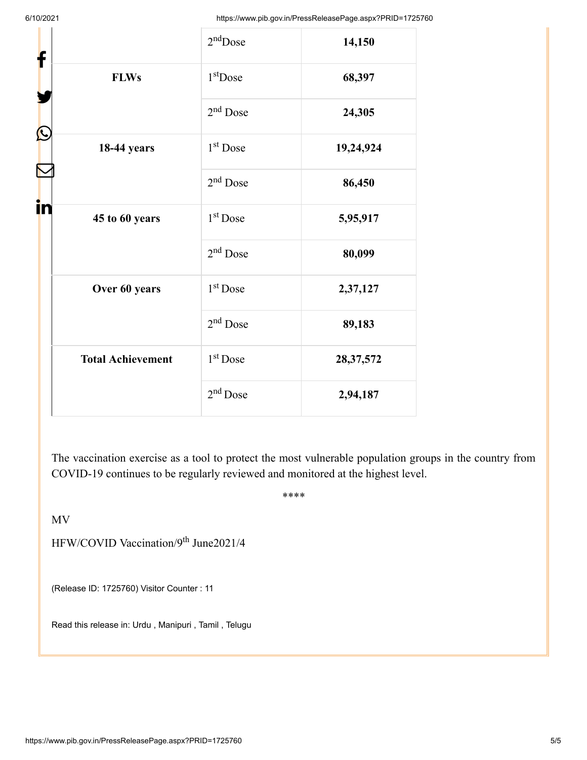| | | |
|---|---|---|
| | 2nd Dose | **14,150** |
| **FLWs** | 1st Dose | **68,397** |
| | 2nd Dose | **24,305** |
| **18-44 years** | 1st Dose | **19,24,924** |
| | 2nd Dose | **86,450** |
| **45 to 60 years** | 1st Dose | **5,95,917** |
| | 2nd Dose | **80,099** |
| **Over 60 years** | 1st Dose | **2,37,127** |
| | 2nd Dose | **89,183** |
| **Total Achievement** | 1st Dose | **28,37,572** |
| | 2nd Dose | **2,94,187** |

The vaccination exercise as a tool to protect the most vulnerable population groups in the country from COVID-19 continues to be regularly reviewed and monitored at the highest level.

****

MV

HFW/COVID Vaccination/9th June2021/4

(Release ID: 1725760) Visitor Counter : 11

Read this release in: Urdu , Manipuri , Tamil , Telugu